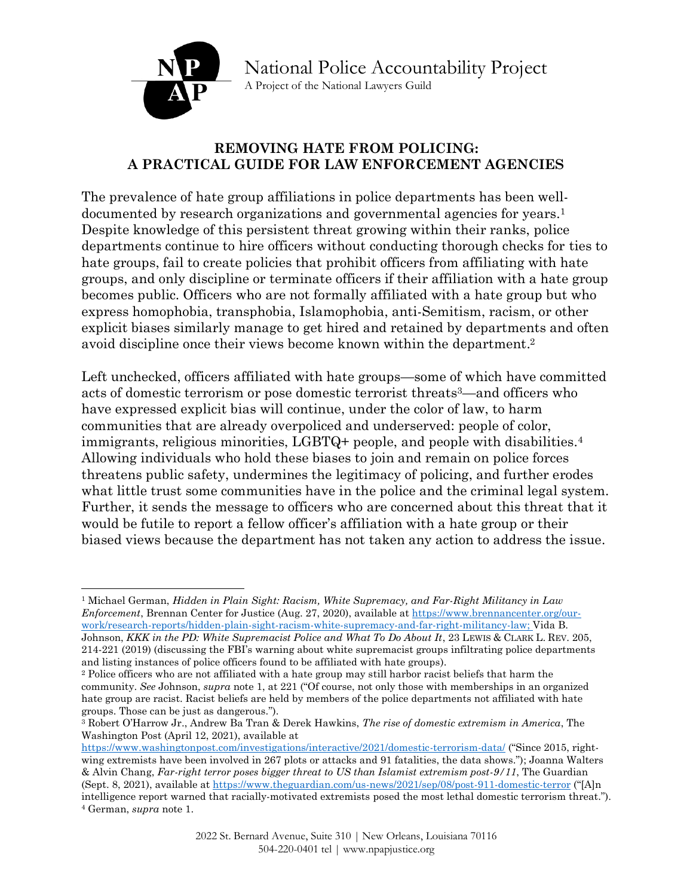National Police Accountability Project

A Project of the National Lawyers Guild

# REMOVING HATE FROM POLICING: A PRACTICAL GUIDE FOR LAW ENFORCEMENT AGENCIES

The prevalence of hate group affiliations in police departments has been well-documented by research organizations and governmental agencies for years.[1] Despite knowledge of this persistent threat growing within their ranks, police departments continue to hire officers without conducting thorough checks for ties to hate groups, fail to create policies that prohibit officers from affiliating with hate groups, and only discipline or terminate officers if their affiliation with a hate group becomes public. Officers who are not formally affiliated with a hate group but who express homophobia, transphobia, Islamophobia, anti-Semitism, racism, or other explicit biases similarly manage to get hired and retained by departments and often avoid discipline once their views become known within the department.[2]

Left unchecked, officers affiliated with hate groups—some of which have committed acts of domestic terrorism or pose domestic terrorist threats[3]—and officers who have expressed explicit bias will continue, under the color of law, to harm communities that are already overpoliced and underserved: people of color, immigrants, religious minorities, LGBTQ+ people, and people with disabilities.[4] Allowing individuals who hold these biases to join and remain on police forces threatens public safety, undermines the legitimacy of policing, and further erodes what little trust some communities have in the police and the criminal legal system. Further, it sends the message to officers who are concerned about this threat that it would be futile to report a fellow officer's affiliation with a hate group or their biased views because the department has not taken any action to address the issue.

---

[1] Michael German, *Hidden in Plain Sight: Racism, White Supremacy, and Far-Right Militancy in Law Enforcement*, Brennan Center for Justice (Aug. 27, 2020), available at https://www.brennancenter.org/our-work/research-reports/hidden-plain-sight-racism-white-supremacy-and-far-right-militancy-law; Vida B. Johnson, *KKK in the PD: White Supremacist Police and What To Do About It*, 23 LEWIS & CLARK L. REV. 205, 214-221 (2019) (discussing the FBI's warning about white supremacist groups infiltrating police departments and listing instances of police officers found to be affiliated with hate groups).

[2] Police officers who are not affiliated with a hate group may still harbor racist beliefs that harm the community. *See* Johnson, *supra* note 1, at 221 ("Of course, not only those with memberships in an organized hate group are racist. Racist beliefs are held by members of the police departments not affiliated with hate groups. Those can be just as dangerous.").

[3] Robert O'Harrow Jr., Andrew Ba Tran & Derek Hawkins, *The rise of domestic extremism in America*, The Washington Post (April 12, 2021), available at https://www.washingtonpost.com/investigations/interactive/2021/domestic-terrorism-data/ ("Since 2015, right-wing extremists have been involved in 267 plots or attacks and 91 fatalities, the data shows."); Joanna Walters & Alvin Chang, *Far-right terror poses bigger threat to US than Islamist extremism post-9/11*, The Guardian (Sept. 8, 2021), available at https://www.theguardian.com/us-news/2021/sep/08/post-911-domestic-terror ("[A]n intelligence report warned that racially-motivated extremists posed the most lethal domestic terrorism threat.").

[4] German, *supra* note 1.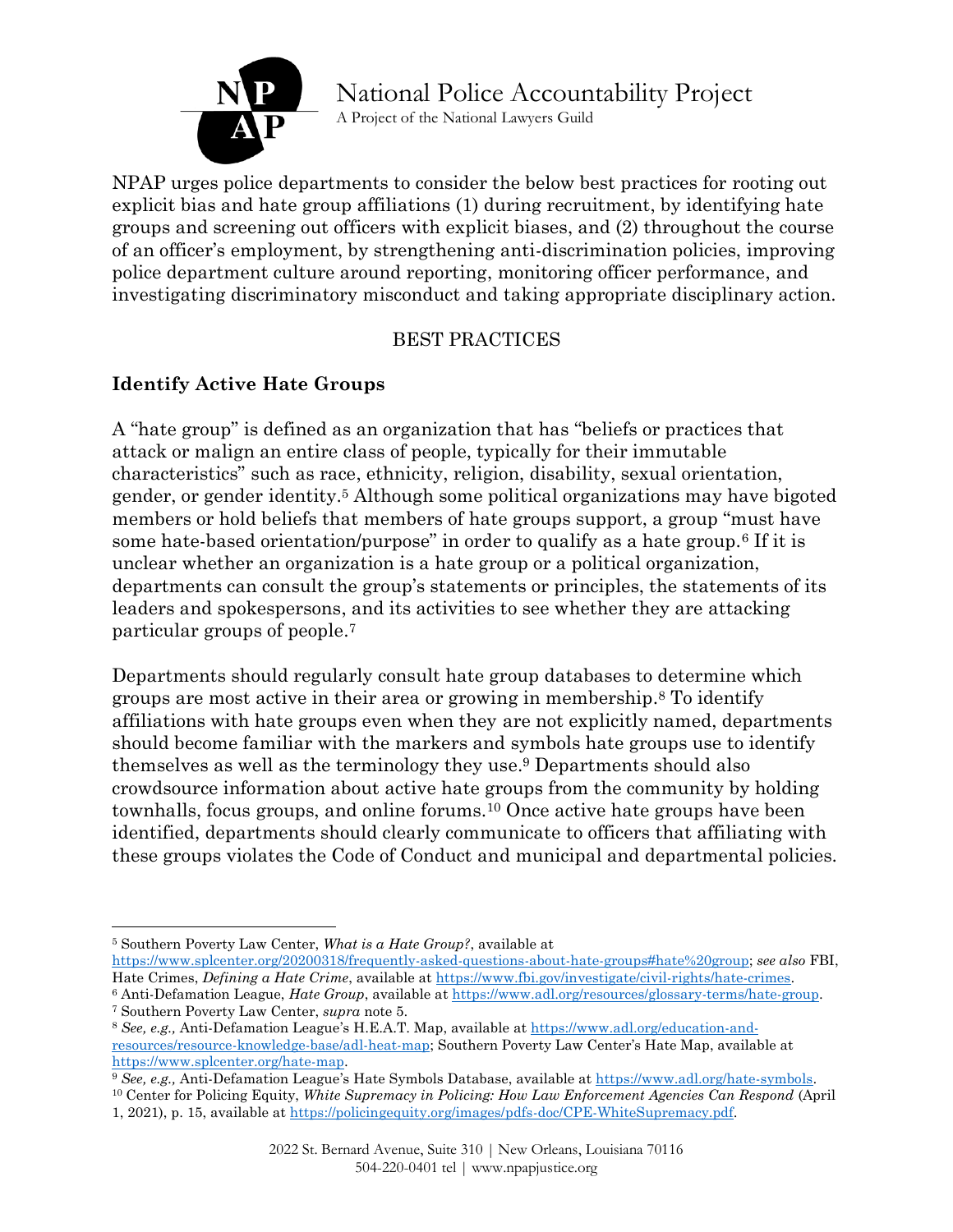National Police Accountability Project

A Project of the National Lawyers Guild

NPAP urges police departments to consider the below best practices for rooting out explicit bias and hate group affiliations (1) during recruitment, by identifying hate groups and screening out officers with explicit biases, and (2) throughout the course of an officer's employment, by strengthening anti-discrimination policies, improving police department culture around reporting, monitoring officer performance, and investigating discriminatory misconduct and taking appropriate disciplinary action.

## BEST PRACTICES

### Identify Active Hate Groups

A "hate group" is defined as an organization that has "beliefs or practices that attack or malign an entire class of people, typically for their immutable characteristics" such as race, ethnicity, religion, disability, sexual orientation, gender, or gender identity.[5] Although some political organizations may have bigoted members or hold beliefs that members of hate groups support, a group "must have some hate-based orientation/purpose" in order to qualify as a hate group.[6] If it is unclear whether an organization is a hate group or a political organization, departments can consult the group's statements or principles, the statements of its leaders and spokespersons, and its activities to see whether they are attacking particular groups of people.[7]

Departments should regularly consult hate group databases to determine which groups are most active in their area or growing in membership.[8] To identify affiliations with hate groups even when they are not explicitly named, departments should become familiar with the markers and symbols hate groups use to identify themselves as well as the terminology they use.[9] Departments should also crowdsource information about active hate groups from the community by holding townhalls, focus groups, and online forums.[10] Once active hate groups have been identified, departments should clearly communicate to officers that affiliating with these groups violates the Code of Conduct and municipal and departmental policies.

---

[5] Southern Poverty Law Center, *What is a Hate Group?*, available at https://www.splcenter.org/20200318/frequently-asked-questions-about-hate-groups#hate%20group; *see also* FBI, Hate Crimes, *Defining a Hate Crime*, available at https://www.fbi.gov/investigate/civil-rights/hate-crimes.

[6] Anti-Defamation League, *Hate Group*, available at https://www.adl.org/resources/glossary-terms/hate-group.

[7] Southern Poverty Law Center, *supra* note 5.

[8] *See, e.g.,* Anti-Defamation League's H.E.A.T. Map, available at https://www.adl.org/education-and-resources/resource-knowledge-base/adl-heat-map; Southern Poverty Law Center's Hate Map, available at https://www.splcenter.org/hate-map.

[9] *See, e.g.,* Anti-Defamation League's Hate Symbols Database, available at https://www.adl.org/hate-symbols.

[10] Center for Policing Equity, *White Supremacy in Policing: How Law Enforcement Agencies Can Respond* (April 1, 2021), p. 15, available at https://policingequity.org/images/pdfs-doc/CPE-WhiteSupremacy.pdf.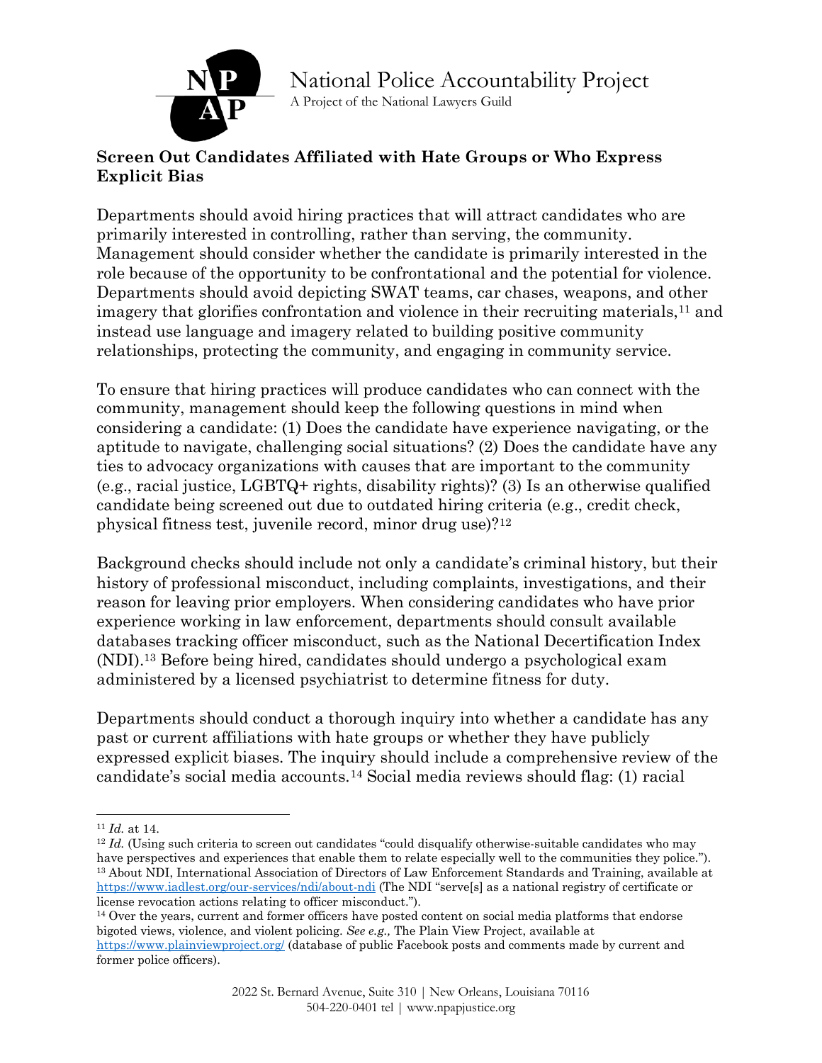## Screen Out Candidates Affiliated with Hate Groups or Who Express Explicit Bias

Departments should avoid hiring practices that will attract candidates who are primarily interested in controlling, rather than serving, the community. Management should consider whether the candidate is primarily interested in the role because of the opportunity to be confrontational and the potential for violence. Departments should avoid depicting SWAT teams, car chases, weapons, and other imagery that glorifies confrontation and violence in their recruiting materials,[11] and instead use language and imagery related to building positive community relationships, protecting the community, and engaging in community service.

To ensure that hiring practices will produce candidates who can connect with the community, management should keep the following questions in mind when considering a candidate: (1) Does the candidate have experience navigating, or the aptitude to navigate, challenging social situations? (2) Does the candidate have any ties to advocacy organizations with causes that are important to the community (e.g., racial justice, LGBTQ+ rights, disability rights)? (3) Is an otherwise qualified candidate being screened out due to outdated hiring criteria (e.g., credit check, physical fitness test, juvenile record, minor drug use)?[12]

Background checks should include not only a candidate's criminal history, but their history of professional misconduct, including complaints, investigations, and their reason for leaving prior employers. When considering candidates who have prior experience working in law enforcement, departments should consult available databases tracking officer misconduct, such as the National Decertification Index (NDI).[13] Before being hired, candidates should undergo a psychological exam administered by a licensed psychiatrist to determine fitness for duty.

Departments should conduct a thorough inquiry into whether a candidate has any past or current affiliations with hate groups or whether they have publicly expressed explicit biases. The inquiry should include a comprehensive review of the candidate's social media accounts.[14] Social media reviews should flag: (1) racial

---

[11] *Id.* at 14.

[12] *Id.* (Using such criteria to screen out candidates "could disqualify otherwise-suitable candidates who may have perspectives and experiences that enable them to relate especially well to the communities they police.").

[13] About NDI, International Association of Directors of Law Enforcement Standards and Training, available at https://www.iadlest.org/our-services/ndi/about-ndi (The NDI "serve[s] as a national registry of certificate or license revocation actions relating to officer misconduct.").

[14] Over the years, current and former officers have posted content on social media platforms that endorse bigoted views, violence, and violent policing. *See e.g.,* The Plain View Project, available at https://www.plainviewproject.org/ (database of public Facebook posts and comments made by current and former police officers).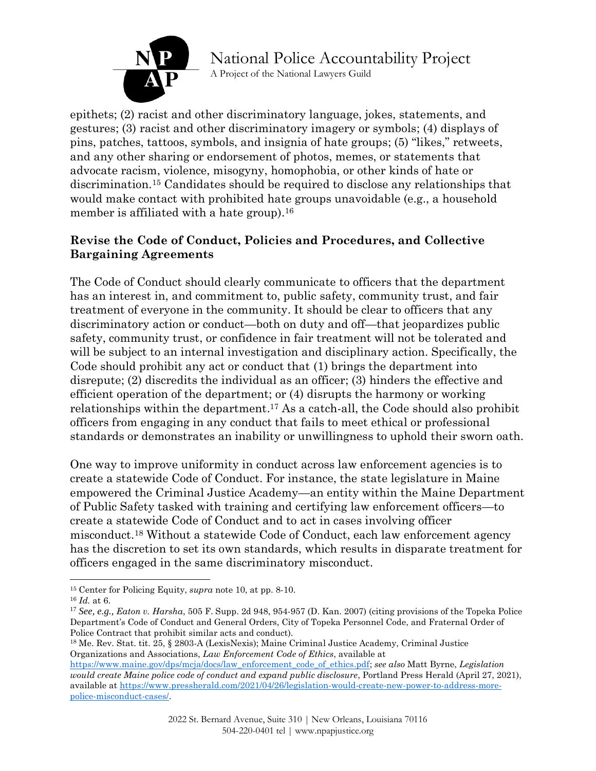epithets; (2) racist and other discriminatory language, jokes, statements, and gestures; (3) racist and other discriminatory imagery or symbols; (4) displays of pins, patches, tattoos, symbols, and insignia of hate groups; (5) "likes," retweets, and any other sharing or endorsement of photos, memes, or statements that advocate racism, violence, misogyny, homophobia, or other kinds of hate or discrimination.[15] Candidates should be required to disclose any relationships that would make contact with prohibited hate groups unavoidable (e.g., a household member is affiliated with a hate group).[16]

## Revise the Code of Conduct, Policies and Procedures, and Collective Bargaining Agreements

The Code of Conduct should clearly communicate to officers that the department has an interest in, and commitment to, public safety, community trust, and fair treatment of everyone in the community. It should be clear to officers that any discriminatory action or conduct—both on duty and off—that jeopardizes public safety, community trust, or confidence in fair treatment will not be tolerated and will be subject to an internal investigation and disciplinary action. Specifically, the Code should prohibit any act or conduct that (1) brings the department into disrepute; (2) discredits the individual as an officer; (3) hinders the effective and efficient operation of the department; or (4) disrupts the harmony or working relationships within the department.[17] As a catch-all, the Code should also prohibit officers from engaging in any conduct that fails to meet ethical or professional standards or demonstrates an inability or unwillingness to uphold their sworn oath.

One way to improve uniformity in conduct across law enforcement agencies is to create a statewide Code of Conduct. For instance, the state legislature in Maine empowered the Criminal Justice Academy—an entity within the Maine Department of Public Safety tasked with training and certifying law enforcement officers—to create a statewide Code of Conduct and to act in cases involving officer misconduct.[18] Without a statewide Code of Conduct, each law enforcement agency has the discretion to set its own standards, which results in disparate treatment for officers engaged in the same discriminatory misconduct.

---

[15] Center for Policing Equity, *supra* note 10, at pp. 8-10.

[16] *Id.* at 6.

[17] *See, e.g., Eaton v. Harsha*, 505 F. Supp. 2d 948, 954-957 (D. Kan. 2007) (citing provisions of the Topeka Police Department's Code of Conduct and General Orders, City of Topeka Personnel Code, and Fraternal Order of Police Contract that prohibit similar acts and conduct).

[18] Me. Rev. Stat. tit. 25, § 2803-A (LexisNexis); Maine Criminal Justice Academy, Criminal Justice Organizations and Associations, *Law Enforcement Code of Ethics*, available at https://www.maine.gov/dps/mcja/docs/law_enforcement_code_of_ethics.pdf; *see also* Matt Byrne, *Legislation would create Maine police code of conduct and expand public disclosure*, Portland Press Herald (April 27, 2021), available at https://www.pressherald.com/2021/04/26/legislation-would-create-new-power-to-address-more-police-misconduct-cases/.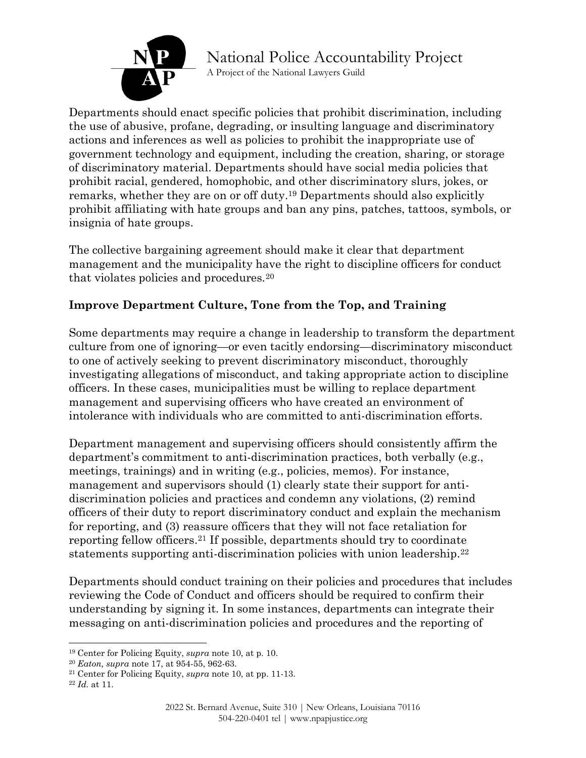Departments should enact specific policies that prohibit discrimination, including the use of abusive, profane, degrading, or insulting language and discriminatory actions and inferences as well as policies to prohibit the inappropriate use of government technology and equipment, including the creation, sharing, or storage of discriminatory material. Departments should have social media policies that prohibit racial, gendered, homophobic, and other discriminatory slurs, jokes, or remarks, whether they are on or off duty.[19] Departments should also explicitly prohibit affiliating with hate groups and ban any pins, patches, tattoos, symbols, or insignia of hate groups.

The collective bargaining agreement should make it clear that department management and the municipality have the right to discipline officers for conduct that violates policies and procedures.[20]

### Improve Department Culture, Tone from the Top, and Training

Some departments may require a change in leadership to transform the department culture from one of ignoring—or even tacitly endorsing—discriminatory misconduct to one of actively seeking to prevent discriminatory misconduct, thoroughly investigating allegations of misconduct, and taking appropriate action to discipline officers. In these cases, municipalities must be willing to replace department management and supervising officers who have created an environment of intolerance with individuals who are committed to anti-discrimination efforts.

Department management and supervising officers should consistently affirm the department's commitment to anti-discrimination practices, both verbally (e.g., meetings, trainings) and in writing (e.g., policies, memos). For instance, management and supervisors should (1) clearly state their support for anti-discrimination policies and practices and condemn any violations, (2) remind officers of their duty to report discriminatory conduct and explain the mechanism for reporting, and (3) reassure officers that they will not face retaliation for reporting fellow officers.[21] If possible, departments should try to coordinate statements supporting anti-discrimination policies with union leadership.[22]

Departments should conduct training on their policies and procedures that includes reviewing the Code of Conduct and officers should be required to confirm their understanding by signing it. In some instances, departments can integrate their messaging on anti-discrimination policies and procedures and the reporting of

---

[19] Center for Policing Equity, *supra* note 10, at p. 10.

[20] *Eaton, supra* note 17, at 954-55, 962-63.

[21] Center for Policing Equity, *supra* note 10, at pp. 11-13.

[22] *Id.* at 11.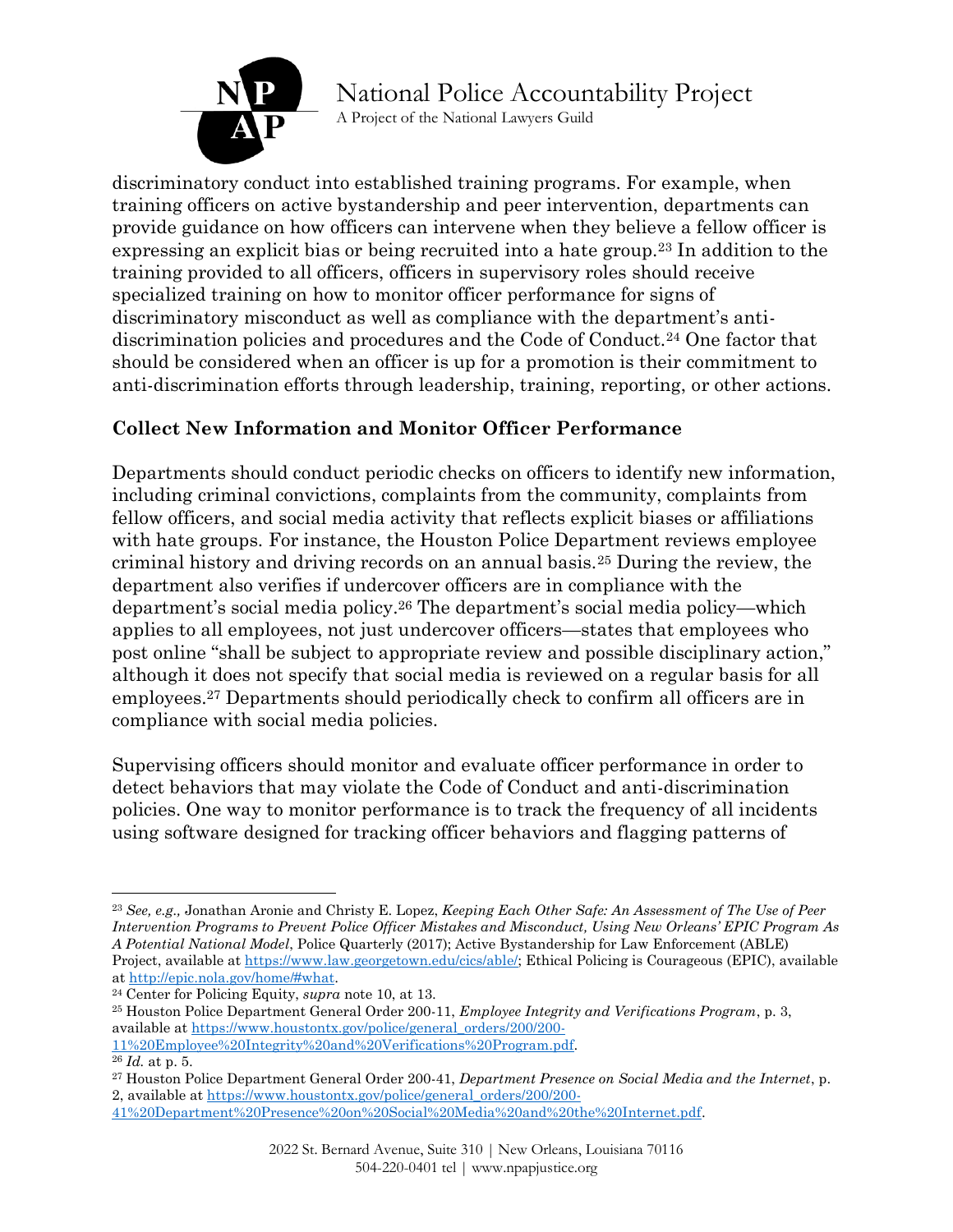discriminatory conduct into established training programs. For example, when training officers on active bystandership and peer intervention, departments can provide guidance on how officers can intervene when they believe a fellow officer is expressing an explicit bias or being recruited into a hate group.[23] In addition to the training provided to all officers, officers in supervisory roles should receive specialized training on how to monitor officer performance for signs of discriminatory misconduct as well as compliance with the department's anti-discrimination policies and procedures and the Code of Conduct.[24] One factor that should be considered when an officer is up for a promotion is their commitment to anti-discrimination efforts through leadership, training, reporting, or other actions.

## Collect New Information and Monitor Officer Performance

Departments should conduct periodic checks on officers to identify new information, including criminal convictions, complaints from the community, complaints from fellow officers, and social media activity that reflects explicit biases or affiliations with hate groups. For instance, the Houston Police Department reviews employee criminal history and driving records on an annual basis.[25] During the review, the department also verifies if undercover officers are in compliance with the department's social media policy.[26] The department's social media policy—which applies to all employees, not just undercover officers—states that employees who post online "shall be subject to appropriate review and possible disciplinary action," although it does not specify that social media is reviewed on a regular basis for all employees.[27] Departments should periodically check to confirm all officers are in compliance with social media policies.

Supervising officers should monitor and evaluate officer performance in order to detect behaviors that may violate the Code of Conduct and anti-discrimination policies. One way to monitor performance is to track the frequency of all incidents using software designed for tracking officer behaviors and flagging patterns of

---

[23] *See, e.g.,* Jonathan Aronie and Christy E. Lopez, *Keeping Each Other Safe: An Assessment of The Use of Peer Intervention Programs to Prevent Police Officer Mistakes and Misconduct, Using New Orleans' EPIC Program As A Potential National Model*, Police Quarterly (2017); Active Bystandership for Law Enforcement (ABLE) Project, available at https://www.law.georgetown.edu/cics/able/; Ethical Policing is Courageous (EPIC), available at http://epic.nola.gov/home/#what.

[24] Center for Policing Equity, *supra* note 10, at 13.

[25] Houston Police Department General Order 200-11, *Employee Integrity and Verifications Program*, p. 3, available at https://www.houstontx.gov/police/general_orders/200/200-11%20Employee%20Integrity%20and%20Verifications%20Program.pdf.

[26] *Id.* at p. 5.

[27] Houston Police Department General Order 200-41, *Department Presence on Social Media and the Internet*, p. 2, available at https://www.houstontx.gov/police/general_orders/200/200-41%20Department%20Presence%20on%20Social%20Media%20and%20the%20Internet.pdf.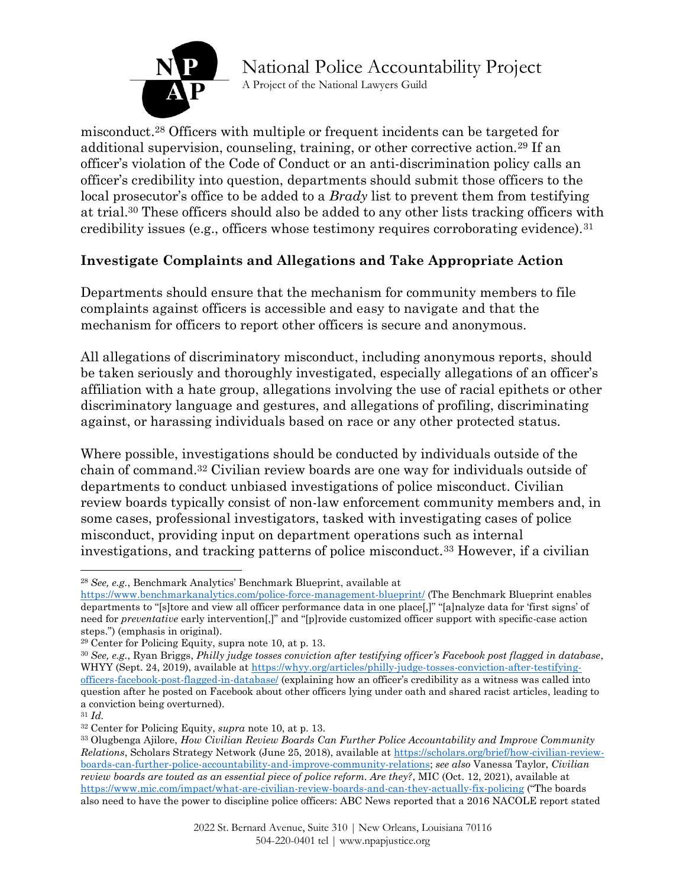misconduct.[28] Officers with multiple or frequent incidents can be targeted for additional supervision, counseling, training, or other corrective action.[29] If an officer's violation of the Code of Conduct or an anti-discrimination policy calls an officer's credibility into question, departments should submit those officers to the local prosecutor's office to be added to a *Brady* list to prevent them from testifying at trial.[30] These officers should also be added to any other lists tracking officers with credibility issues (e.g., officers whose testimony requires corroborating evidence).[31]

## Investigate Complaints and Allegations and Take Appropriate Action

Departments should ensure that the mechanism for community members to file complaints against officers is accessible and easy to navigate and that the mechanism for officers to report other officers is secure and anonymous.

All allegations of discriminatory misconduct, including anonymous reports, should be taken seriously and thoroughly investigated, especially allegations of an officer's affiliation with a hate group, allegations involving the use of racial epithets or other discriminatory language and gestures, and allegations of profiling, discriminating against, or harassing individuals based on race or any other protected status.

Where possible, investigations should be conducted by individuals outside of the chain of command.[32] Civilian review boards are one way for individuals outside of departments to conduct unbiased investigations of police misconduct. Civilian review boards typically consist of non-law enforcement community members and, in some cases, professional investigators, tasked with investigating cases of police misconduct, providing input on department operations such as internal investigations, and tracking patterns of police misconduct.[33] However, if a civilian

---

[28] *See, e.g.*, Benchmark Analytics' Benchmark Blueprint, available at https://www.benchmarkanalytics.com/police-force-management-blueprint/ (The Benchmark Blueprint enables departments to "[s]tore and view all officer performance data in one place[,]" "[a]nalyze data for 'first signs' of need for *preventative* early intervention[,]" and "[p]rovide customized officer support with specific-case action steps.") (emphasis in original).

[29] Center for Policing Equity, supra note 10, at p. 13.

[30] *See, e.g.*, Ryan Briggs, *Philly judge tosses conviction after testifying officer's Facebook post flagged in database*, WHYY (Sept. 24, 2019), available at https://whyy.org/articles/philly-judge-tosses-conviction-after-testifying-officers-facebook-post-flagged-in-database/ (explaining how an officer's credibility as a witness was called into question after he posted on Facebook about other officers lying under oath and shared racist articles, leading to a conviction being overturned).

[31] *Id.*

[32] Center for Policing Equity, *supra* note 10, at p. 13.

[33] Olugbenga Ajilore, *How Civilian Review Boards Can Further Police Accountability and Improve Community Relations*, Scholars Strategy Network (June 25, 2018), available at https://scholars.org/brief/how-civilian-review-boards-can-further-police-accountability-and-improve-community-relations; *see also* Vanessa Taylor, *Civilian review boards are touted as an essential piece of police reform. Are they?*, MIC (Oct. 12, 2021), available at https://www.mic.com/impact/what-are-civilian-review-boards-and-can-they-actually-fix-policing ("The boards also need to have the power to discipline police officers: ABC News reported that a 2016 NACOLE report stated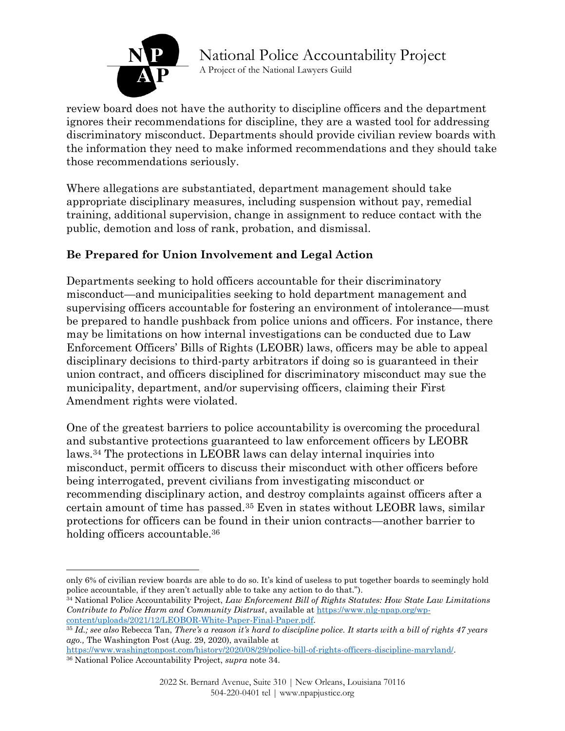review board does not have the authority to discipline officers and the department ignores their recommendations for discipline, they are a wasted tool for addressing discriminatory misconduct. Departments should provide civilian review boards with the information they need to make informed recommendations and they should take those recommendations seriously.

Where allegations are substantiated, department management should take appropriate disciplinary measures, including suspension without pay, remedial training, additional supervision, change in assignment to reduce contact with the public, demotion and loss of rank, probation, and dismissal.

## Be Prepared for Union Involvement and Legal Action

Departments seeking to hold officers accountable for their discriminatory misconduct—and municipalities seeking to hold department management and supervising officers accountable for fostering an environment of intolerance—must be prepared to handle pushback from police unions and officers. For instance, there may be limitations on how internal investigations can be conducted due to Law Enforcement Officers' Bills of Rights (LEOBR) laws, officers may be able to appeal disciplinary decisions to third-party arbitrators if doing so is guaranteed in their union contract, and officers disciplined for discriminatory misconduct may sue the municipality, department, and/or supervising officers, claiming their First Amendment rights were violated.

One of the greatest barriers to police accountability is overcoming the procedural and substantive protections guaranteed to law enforcement officers by LEOBR laws.[34] The protections in LEOBR laws can delay internal inquiries into misconduct, permit officers to discuss their misconduct with other officers before being interrogated, prevent civilians from investigating misconduct or recommending disciplinary action, and destroy complaints against officers after a certain amount of time has passed.[35] Even in states without LEOBR laws, similar protections for officers can be found in their union contracts—another barrier to holding officers accountable.[36]

---

only 6% of civilian review boards are able to do so. It's kind of useless to put together boards to seemingly hold police accountable, if they aren't actually able to take any action to do that.").

[34] National Police Accountability Project, *Law Enforcement Bill of Rights Statutes: How State Law Limitations Contribute to Police Harm and Community Distrust*, available at https://www.nlg-npap.org/wp-content/uploads/2021/12/LEOBOR-White-Paper-Final-Paper.pdf.

[35] *Id.; see also* Rebecca Tan, *There's a reason it's hard to discipline police. It starts with a bill of rights 47 years ago.,* The Washington Post (Aug. 29, 2020), available at https://www.washingtonpost.com/history/2020/08/29/police-bill-of-rights-officers-discipline-maryland/.

[36] National Police Accountability Project, *supra* note 34.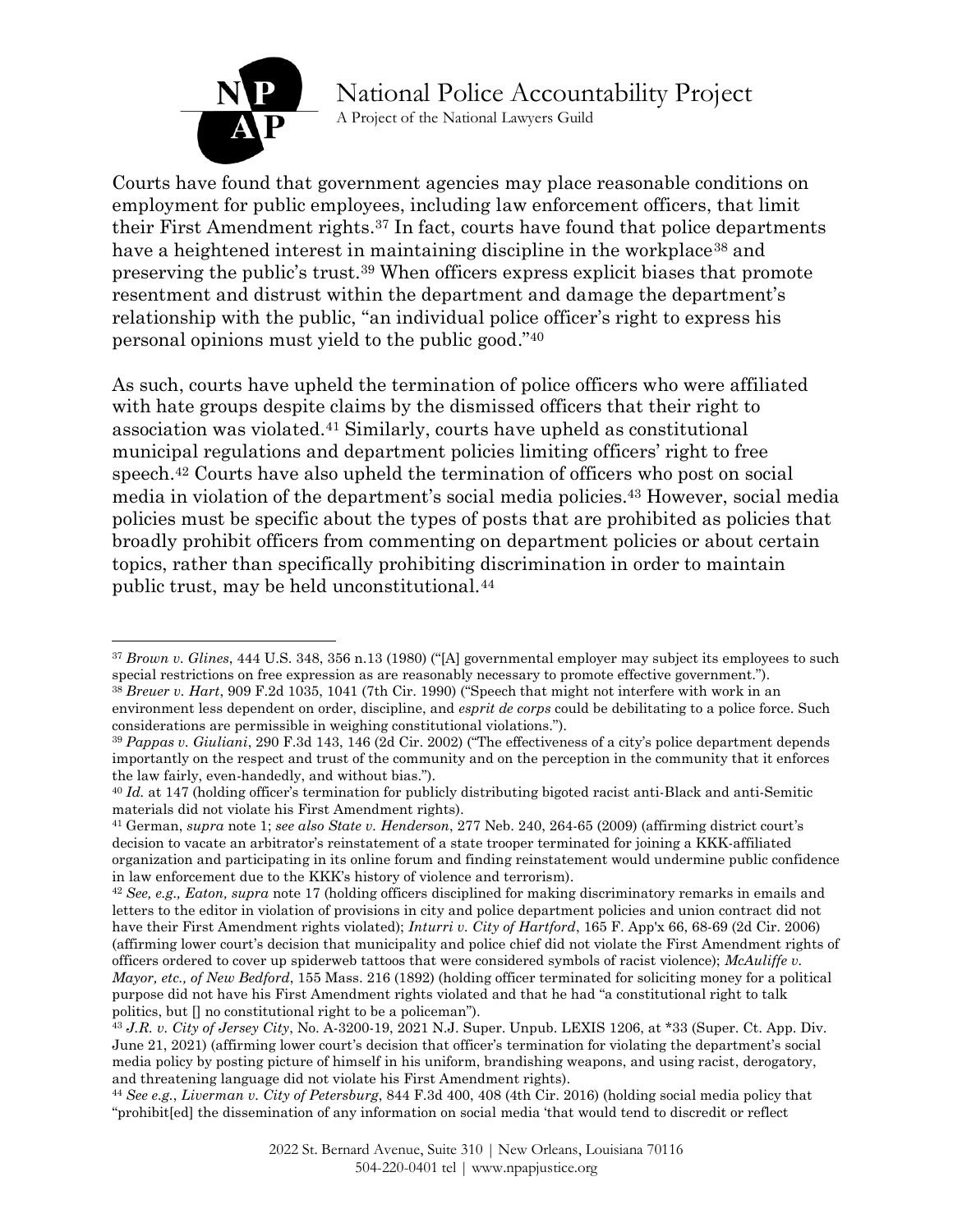Courts have found that government agencies may place reasonable conditions on employment for public employees, including law enforcement officers, that limit their First Amendment rights.[37] In fact, courts have found that police departments have a heightened interest in maintaining discipline in the workplace[38] and preserving the public's trust.[39] When officers express explicit biases that promote resentment and distrust within the department and damage the department's relationship with the public, "an individual police officer's right to express his personal opinions must yield to the public good."[40]

As such, courts have upheld the termination of police officers who were affiliated with hate groups despite claims by the dismissed officers that their right to association was violated.[41] Similarly, courts have upheld as constitutional municipal regulations and department policies limiting officers' right to free speech.[42] Courts have also upheld the termination of officers who post on social media in violation of the department's social media policies.[43] However, social media policies must be specific about the types of posts that are prohibited as policies that broadly prohibit officers from commenting on department policies or about certain topics, rather than specifically prohibiting discrimination in order to maintain public trust, may be held unconstitutional.[44]

---

[37] *Brown v. Glines*, 444 U.S. 348, 356 n.13 (1980) ("[A] governmental employer may subject its employees to such special restrictions on free expression as are reasonably necessary to promote effective government.").

[38] *Breuer v. Hart*, 909 F.2d 1035, 1041 (7th Cir. 1990) ("Speech that might not interfere with work in an environment less dependent on order, discipline, and *esprit de corps* could be debilitating to a police force. Such considerations are permissible in weighing constitutional violations.").

[39] *Pappas v. Giuliani*, 290 F.3d 143, 146 (2d Cir. 2002) ("The effectiveness of a city's police department depends importantly on the respect and trust of the community and on the perception in the community that it enforces the law fairly, even-handedly, and without bias.").

[40] *Id.* at 147 (holding officer's termination for publicly distributing bigoted racist anti-Black and anti-Semitic materials did not violate his First Amendment rights).

[41] German, *supra* note 1; *see also State v. Henderson*, 277 Neb. 240, 264-65 (2009) (affirming district court's decision to vacate an arbitrator's reinstatement of a state trooper terminated for joining a KKK-affiliated organization and participating in its online forum and finding reinstatement would undermine public confidence in law enforcement due to the KKK's history of violence and terrorism).

[42] *See, e.g., Eaton, supra* note 17 (holding officers disciplined for making discriminatory remarks in emails and letters to the editor in violation of provisions in city and police department policies and union contract did not have their First Amendment rights violated); *Inturri v. City of Hartford*, 165 F. App'x 66, 68-69 (2d Cir. 2006) (affirming lower court's decision that municipality and police chief did not violate the First Amendment rights of officers ordered to cover up spiderweb tattoos that were considered symbols of racist violence); *McAuliffe v. Mayor, etc., of New Bedford*, 155 Mass. 216 (1892) (holding officer terminated for soliciting money for a political purpose did not have his First Amendment rights violated and that he had "a constitutional right to talk politics, but [] no constitutional right to be a policeman").

[43] *J.R. v. City of Jersey City*, No. A-3200-19, 2021 N.J. Super. Unpub. LEXIS 1206, at *33 (Super. Ct. App. Div. June 21, 2021) (affirming lower court's decision that officer's termination for violating the department's social media policy by posting picture of himself in his uniform, brandishing weapons, and using racist, derogatory, and threatening language did not violate his First Amendment rights).

[44] *See e.g.*, *Liverman v. City of Petersburg*, 844 F.3d 400, 408 (4th Cir. 2016) (holding social media policy that "prohibit[ed] the dissemination of any information on social media 'that would tend to discredit or reflect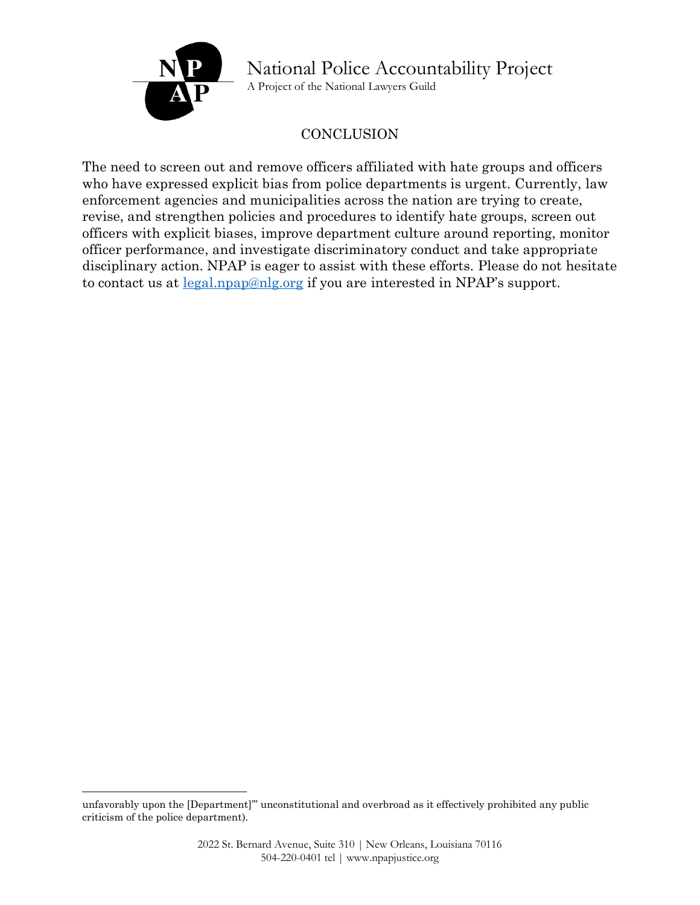## CONCLUSION

The need to screen out and remove officers affiliated with hate groups and officers who have expressed explicit bias from police departments is urgent. Currently, law enforcement agencies and municipalities across the nation are trying to create, revise, and strengthen policies and procedures to identify hate groups, screen out officers with explicit biases, improve department culture around reporting, monitor officer performance, and investigate discriminatory conduct and take appropriate disciplinary action. NPAP is eager to assist with these efforts. Please do not hesitate to contact us at legal.npap@nlg.org if you are interested in NPAP's support.

---

unfavorably upon the [Department]'" unconstitutional and overbroad as it effectively prohibited any public criticism of the police department).